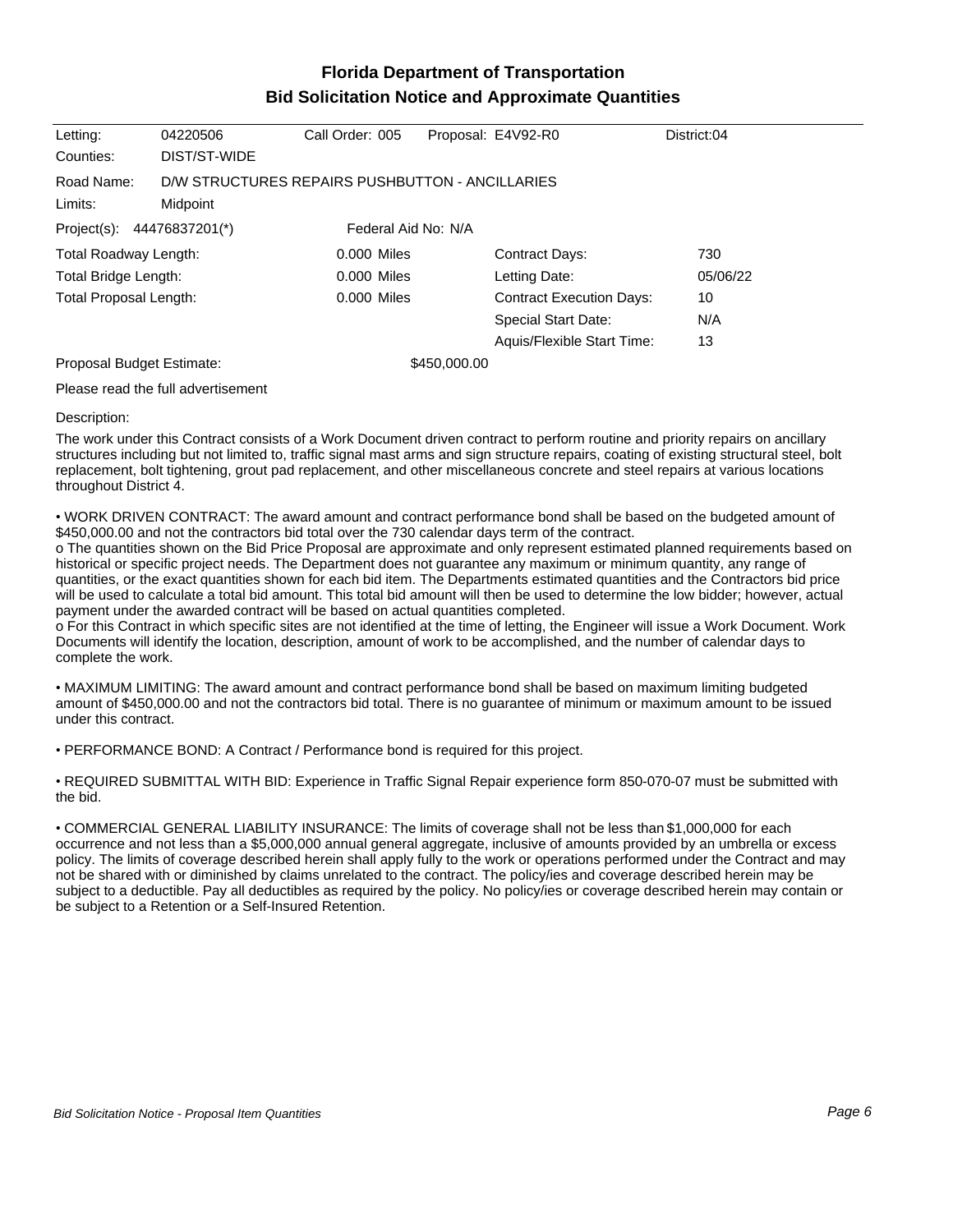# Florida Department of Transportation
## Bid Solicitation Notice and Approximate Quantities

| | | | | |
|---|---|---|---|---|
| Letting: | 04220506 | Call Order: 005 | Proposal: E4V92-R0 | District:04 |
| Counties: | DIST/ST-WIDE | | | |

Road Name: D/W STRUCTURES REPAIRS PUSHBUTTON - ANCILLARIES

Limits: Midpoint

Project(s): 44476837201(*) Federal Aid No: N/A

| | | | |
|---|---|---|---|
| Total Roadway Length: | 0.000 Miles | Contract Days: | 730 |
| Total Bridge Length: | 0.000 Miles | Letting Date: | 05/06/22 |
| Total Proposal Length: | 0.000 Miles | Contract Execution Days: | 10 |
| | | Special Start Date: | N/A |
| | | Aquis/Flexible Start Time: | 13 |

Proposal Budget Estimate: $450,000.00

Please read the full advertisement

Description:

The work under this Contract consists of a Work Document driven contract to perform routine and priority repairs on ancillary structures including but not limited to, traffic signal mast arms and sign structure repairs, coating of existing structural steel, bolt replacement, bolt tightening, grout pad replacement, and other miscellaneous concrete and steel repairs at various locations throughout District 4.

• WORK DRIVEN CONTRACT: The award amount and contract performance bond shall be based on the budgeted amount of $450,000.00 and not the contractors bid total over the 730 calendar days term of the contract.
o The quantities shown on the Bid Price Proposal are approximate and only represent estimated planned requirements based on historical or specific project needs. The Department does not guarantee any maximum or minimum quantity, any range of quantities, or the exact quantities shown for each bid item. The Departments estimated quantities and the Contractors bid price will be used to calculate a total bid amount. This total bid amount will then be used to determine the low bidder; however, actual payment under the awarded contract will be based on actual quantities completed.
o For this Contract in which specific sites are not identified at the time of letting, the Engineer will issue a Work Document. Work Documents will identify the location, description, amount of work to be accomplished, and the number of calendar days to complete the work.

• MAXIMUM LIMITING: The award amount and contract performance bond shall be based on maximum limiting budgeted amount of $450,000.00 and not the contractors bid total. There is no guarantee of minimum or maximum amount to be issued under this contract.

• PERFORMANCE BOND: A Contract / Performance bond is required for this project.

• REQUIRED SUBMITTAL WITH BID: Experience in Traffic Signal Repair experience form 850-070-07 must be submitted with the bid.

• COMMERCIAL GENERAL LIABILITY INSURANCE: The limits of coverage shall not be less than $1,000,000 for each occurrence and not less than a $5,000,000 annual general aggregate, inclusive of amounts provided by an umbrella or excess policy. The limits of coverage described herein shall apply fully to the work or operations performed under the Contract and may not be shared with or diminished by claims unrelated to the contract. The policy/ies and coverage described herein may be subject to a deductible. Pay all deductibles as required by the policy. No policy/ies or coverage described herein may contain or be subject to a Retention or a Self-Insured Retention.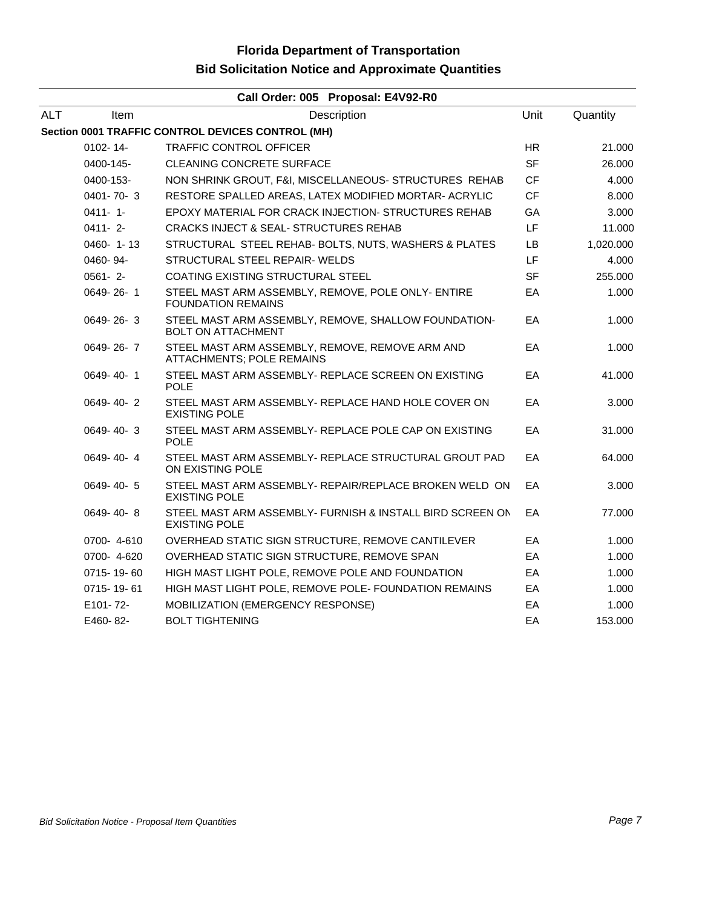# Florida Department of Transportation

## Bid Solicitation Notice and Approximate Quantities

### Call Order: 005 Proposal: E4V92-R0

| ALT | Item | Description | Unit | Quantity |
|---|---|---|---|---|
| **Section 0001 TRAFFIC CONTROL DEVICES CONTROL (MH)** | | | | |
| | 0102- 14- | TRAFFIC CONTROL OFFICER | HR | 21.000 |
| | 0400-145- | CLEANING CONCRETE SURFACE | SF | 26.000 |
| | 0400-153- | NON SHRINK GROUT, F&I, MISCELLANEOUS- STRUCTURES REHAB | CF | 4.000 |
| | 0401- 70- 3 | RESTORE SPALLED AREAS, LATEX MODIFIED MORTAR- ACRYLIC | CF | 8.000 |
| | 0411- 1- | EPOXY MATERIAL FOR CRACK INJECTION- STRUCTURES REHAB | GA | 3.000 |
| | 0411- 2- | CRACKS INJECT & SEAL- STRUCTURES REHAB | LF | 11.000 |
| | 0460- 1- 13 | STRUCTURAL STEEL REHAB- BOLTS, NUTS, WASHERS & PLATES | LB | 1,020.000 |
| | 0460- 94- | STRUCTURAL STEEL REPAIR- WELDS | LF | 4.000 |
| | 0561- 2- | COATING EXISTING STRUCTURAL STEEL | SF | 255.000 |
| | 0649- 26- 1 | STEEL MAST ARM ASSEMBLY, REMOVE, POLE ONLY- ENTIRE FOUNDATION REMAINS | EA | 1.000 |
| | 0649- 26- 3 | STEEL MAST ARM ASSEMBLY, REMOVE, SHALLOW FOUNDATION- BOLT ON ATTACHMENT | EA | 1.000 |
| | 0649- 26- 7 | STEEL MAST ARM ASSEMBLY, REMOVE, REMOVE ARM AND ATTACHMENTS; POLE REMAINS | EA | 1.000 |
| | 0649- 40- 1 | STEEL MAST ARM ASSEMBLY- REPLACE SCREEN ON EXISTING POLE | EA | 41.000 |
| | 0649- 40- 2 | STEEL MAST ARM ASSEMBLY- REPLACE HAND HOLE COVER ON EXISTING POLE | EA | 3.000 |
| | 0649- 40- 3 | STEEL MAST ARM ASSEMBLY- REPLACE POLE CAP ON EXISTING POLE | EA | 31.000 |
| | 0649- 40- 4 | STEEL MAST ARM ASSEMBLY- REPLACE STRUCTURAL GROUT PAD ON EXISTING POLE | EA | 64.000 |
| | 0649- 40- 5 | STEEL MAST ARM ASSEMBLY- REPAIR/REPLACE BROKEN WELD ON EXISTING POLE | EA | 3.000 |
| | 0649- 40- 8 | STEEL MAST ARM ASSEMBLY- FURNISH & INSTALL BIRD SCREEN ON EXISTING POLE | EA | 77.000 |
| | 0700- 4-610 | OVERHEAD STATIC SIGN STRUCTURE, REMOVE CANTILEVER | EA | 1.000 |
| | 0700- 4-620 | OVERHEAD STATIC SIGN STRUCTURE, REMOVE SPAN | EA | 1.000 |
| | 0715- 19- 60 | HIGH MAST LIGHT POLE, REMOVE POLE AND FOUNDATION | EA | 1.000 |
| | 0715- 19- 61 | HIGH MAST LIGHT POLE, REMOVE POLE- FOUNDATION REMAINS | EA | 1.000 |
| | E101- 72- | MOBILIZATION (EMERGENCY RESPONSE) | EA | 1.000 |
| | E460- 82- | BOLT TIGHTENING | EA | 153.000 |